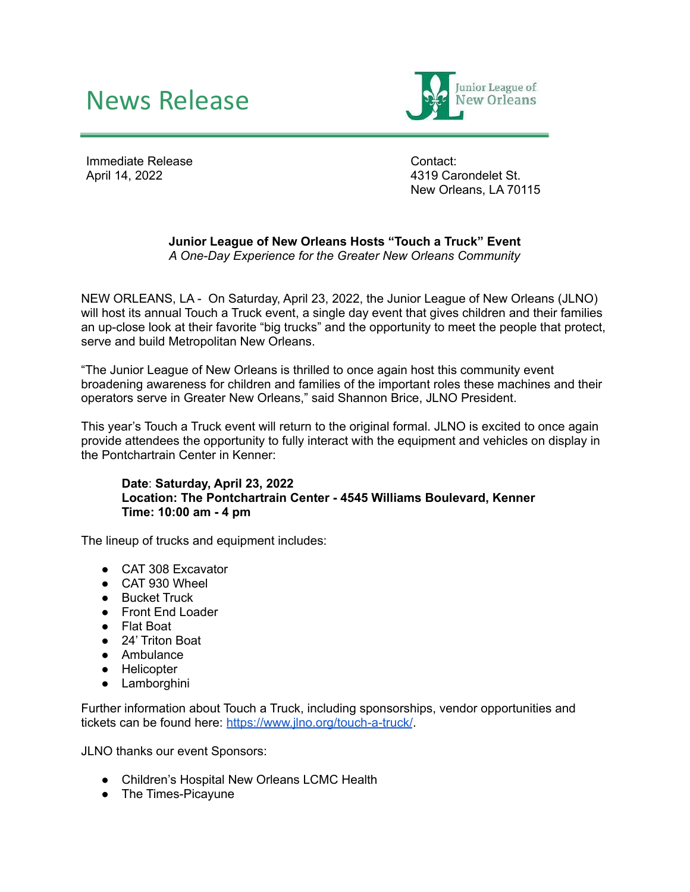# News Release

Junior League of New Orleans

Immediate Release
April 14, 2022

Contact:
4319 Carondelet St.
New Orleans, LA 70115

**Junior League of New Orleans Hosts "Touch a Truck" Event**
*A One-Day Experience for the Greater New Orleans Community*

NEW ORLEANS, LA - On Saturday, April 23, 2022, the Junior League of New Orleans (JLNO) will host its annual Touch a Truck event, a single day event that gives children and their families an up-close look at their favorite "big trucks" and the opportunity to meet the people that protect, serve and build Metropolitan New Orleans.

"The Junior League of New Orleans is thrilled to once again host this community event broadening awareness for children and families of the important roles these machines and their operators serve in Greater New Orleans," said Shannon Brice, JLNO President.

This year's Touch a Truck event will return to the original formal. JLNO is excited to once again provide attendees the opportunity to fully interact with the equipment and vehicles on display in the Pontchartrain Center in Kenner:

> **Date: Saturday, April 23, 2022**
> **Location: The Pontchartrain Center - 4545 Williams Boulevard, Kenner**
> **Time: 10:00 am - 4 pm**

The lineup of trucks and equipment includes:

- CAT 308 Excavator
- CAT 930 Wheel
- Bucket Truck
- Front End Loader
- Flat Boat
- 24' Triton Boat
- Ambulance
- Helicopter
- Lamborghini

Further information about Touch a Truck, including sponsorships, vendor opportunities and tickets can be found here: https://www.jlno.org/touch-a-truck/.

JLNO thanks our event Sponsors:

- Children's Hospital New Orleans LCMC Health
- The Times-Picayune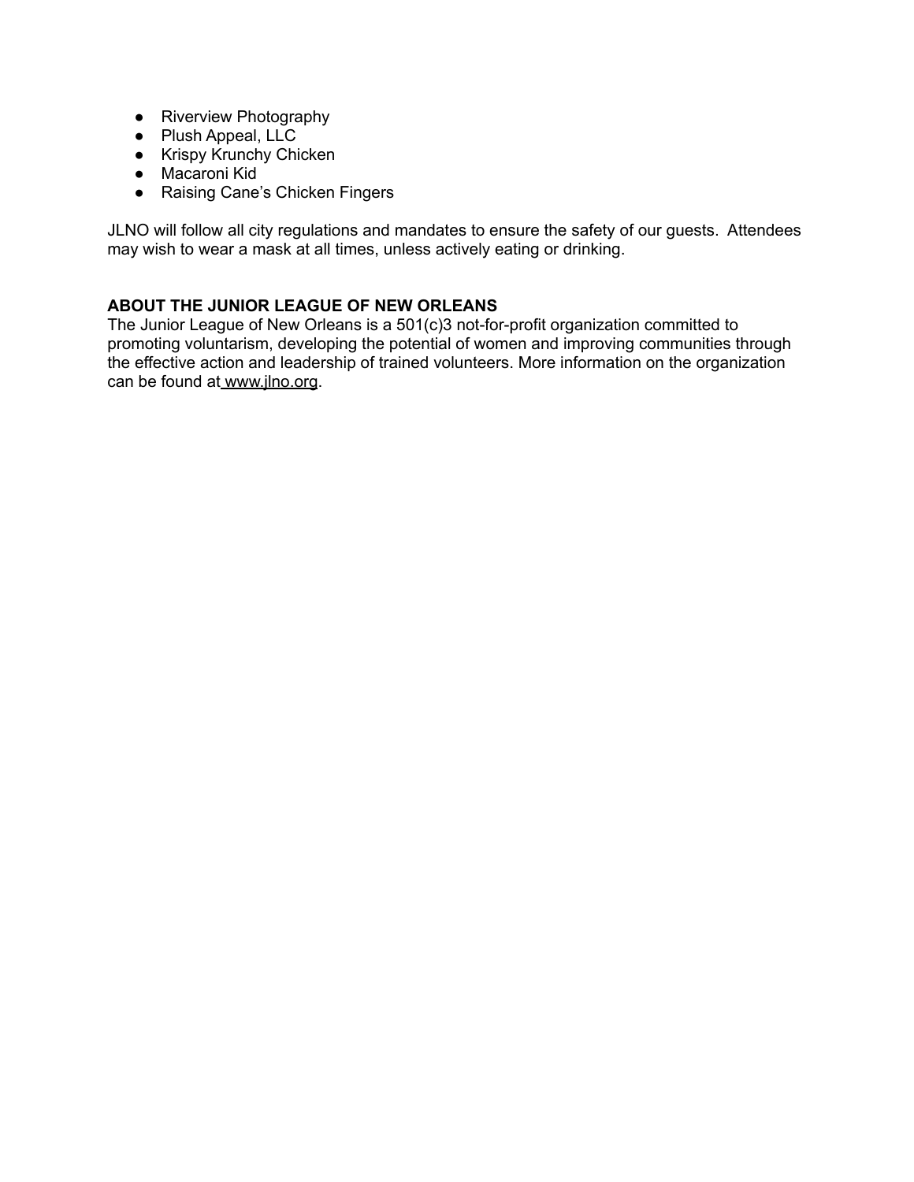- Riverview Photography
- Plush Appeal, LLC
- Krispy Krunchy Chicken
- Macaroni Kid
- Raising Cane's Chicken Fingers

JLNO will follow all city regulations and mandates to ensure the safety of our guests. Attendees may wish to wear a mask at all times, unless actively eating or drinking.

**ABOUT THE JUNIOR LEAGUE OF NEW ORLEANS**

The Junior League of New Orleans is a 501(c)3 not-for-profit organization committed to promoting voluntarism, developing the potential of women and improving communities through the effective action and leadership of trained volunteers. More information on the organization can be found at www.jlno.org.